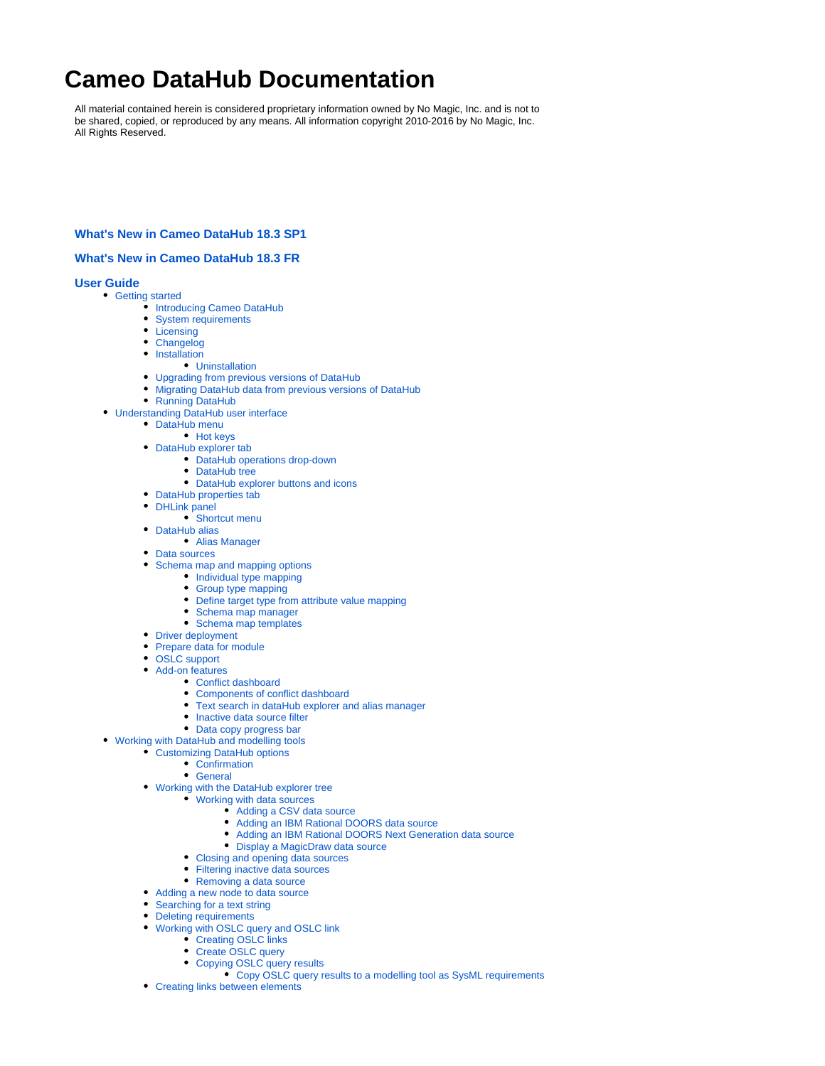# Cameo DataHub Documentation

All material contained herein is considered proprietary information owned by No Magic, Inc. and is not to be shared, copied, or reproduced by any means. All information copyright 2010-2016 by No Magic, Inc. All Rights Reserved.

### What's New in Cameo DataHub 18.3 SP1

### What's New in Cameo DataHub 18.3 FR

### User Guide

- Getting started
  - Introducing Cameo DataHub
  - System requirements
  - Licensing
  - Changelog
  - Installation
    - Uninstallation
  - Upgrading from previous versions of DataHub
  - Migrating DataHub data from previous versions of DataHub
  - Running DataHub
- Understanding DataHub user interface
  - DataHub menu
    - Hot keys
  - DataHub explorer tab
    - DataHub operations drop-down
    - DataHub tree
    - DataHub explorer buttons and icons
  - DataHub properties tab
  - DHLink panel
    - Shortcut menu
  - DataHub alias
    - Alias Manager
  - Data sources
  - Schema map and mapping options
    - Individual type mapping
    - Group type mapping
    - Define target type from attribute value mapping
    - Schema map manager
    - Schema map templates
  - Driver deployment
  - Prepare data for module
  - OSLC support
  - Add-on features
    - Conflict dashboard
    - Components of conflict dashboard
    - Text search in dataHub explorer and alias manager
    - Inactive data source filter
    - Data copy progress bar
- Working with DataHub and modelling tools
  - Customizing DataHub options
    - Confirmation
    - General
  - Working with the DataHub explorer tree
    - Working with data sources
      - Adding a CSV data source
      - Adding an IBM Rational DOORS data source
      - Adding an IBM Rational DOORS Next Generation data source
      - Display a MagicDraw data source
    - Closing and opening data sources
    - Filtering inactive data sources
    - Removing a data source
  - Adding a new node to data source
  - Searching for a text string
  - Deleting requirements
  - Working with OSLC query and OSLC link
    - Creating OSLC links
    - Create OSLC query
    - Copying OSLC query results
      - Copy OSLC query results to a modelling tool as SysML requirements
  - Creating links between elements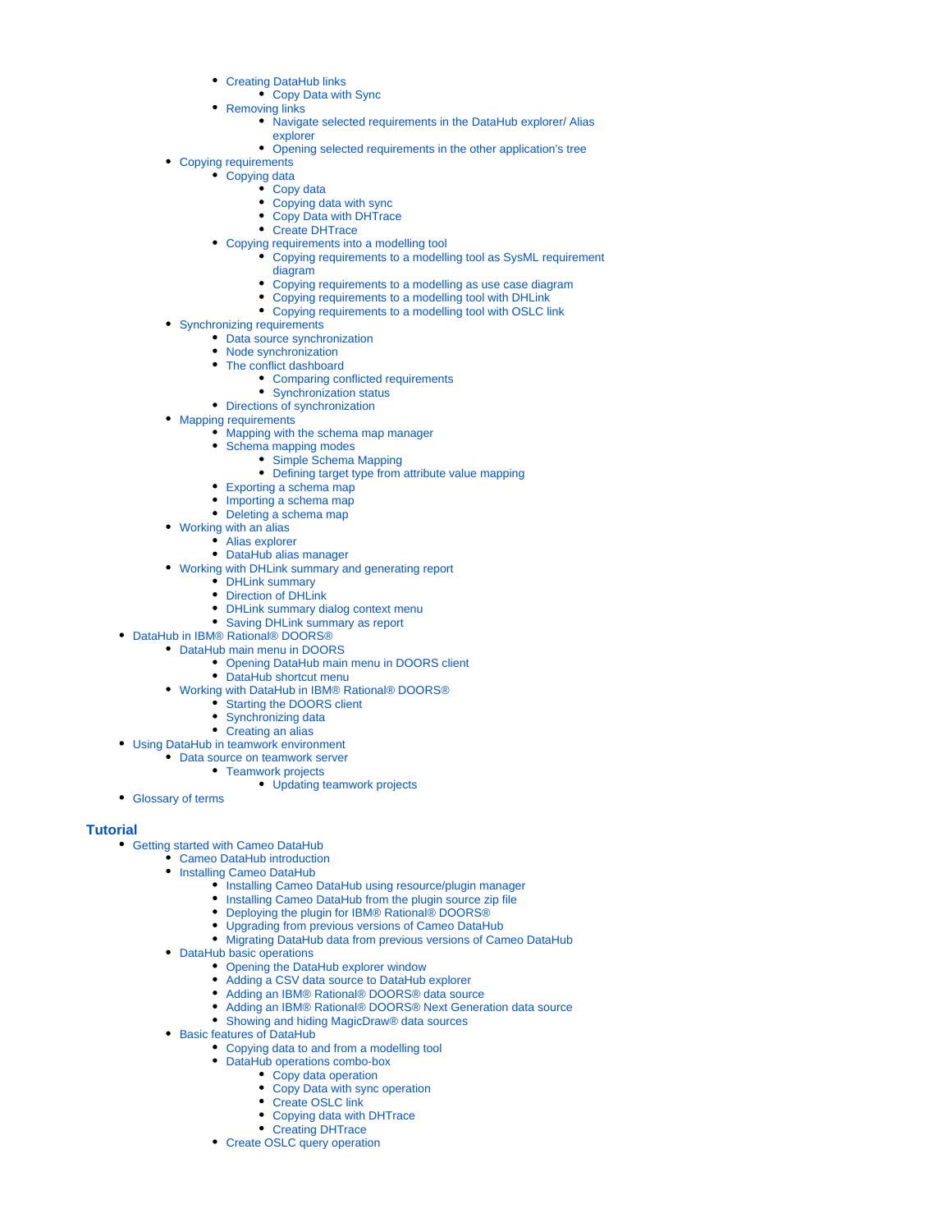- Creating DataHub links
  - Copy Data with Sync
- Removing links
  - Navigate selected requirements in the DataHub explorer/ Alias explorer
  - Opening selected requirements in the other application's tree
- Copying requirements
  - Copying data
    - Copy data
    - Copying data with sync
    - Copy Data with DHTrace
    - Create DHTrace
  - Copying requirements into a modelling tool
    - Copying requirements to a modelling tool as SysML requirement diagram
    - Copying requirements to a modelling as use case diagram
    - Copying requirements to a modelling tool with DHLink
    - Copying requirements to a modelling tool with OSLC link
- Synchronizing requirements
  - Data source synchronization
  - Node synchronization
  - The conflict dashboard
    - Comparing conflicted requirements
    - Synchronization status
  - Directions of synchronization
- Mapping requirements
  - Mapping with the schema map manager
  - Schema mapping modes
    - Simple Schema Mapping
    - Defining target type from attribute value mapping
  - Exporting a schema map
  - Importing a schema map
  - Deleting a schema map
- Working with an alias
  - Alias explorer
  - DataHub alias manager
- Working with DHLink summary and generating report
  - DHLink summary
  - Direction of DHLink
  - DHLink summary dialog context menu
  - Saving DHLink summary as report

- DataHub in IBM® Rational® DOORS®
  - DataHub main menu in DOORS
    - Opening DataHub main menu in DOORS client
    - DataHub shortcut menu
  - Working with DataHub in IBM® Rational® DOORS®
    - Starting the DOORS client
    - Synchronizing data
    - Creating an alias
- Using DataHub in teamwork environment
  - Data source on teamwork server
    - Teamwork projects
      - Updating teamwork projects
- Glossary of terms

## Tutorial

- Getting started with Cameo DataHub
  - Cameo DataHub introduction
  - Installing Cameo DataHub
    - Installing Cameo DataHub using resource/plugin manager
    - Installing Cameo DataHub from the plugin source zip file
    - Deploying the plugin for IBM® Rational® DOORS®
    - Upgrading from previous versions of Cameo DataHub
    - Migrating DataHub data from previous versions of Cameo DataHub
  - DataHub basic operations
    - Opening the DataHub explorer window
    - Adding a CSV data source to DataHub explorer
    - Adding an IBM® Rational® DOORS® data source
    - Adding an IBM® Rational® DOORS® Next Generation data source
    - Showing and hiding MagicDraw® data sources
  - Basic features of DataHub
    - Copying data to and from a modelling tool
    - DataHub operations combo-box
      - Copy data operation
      - Copy Data with sync operation
      - Create OSLC link
      - Copying data with DHTrace
      - Creating DHTrace
    - Create OSLC query operation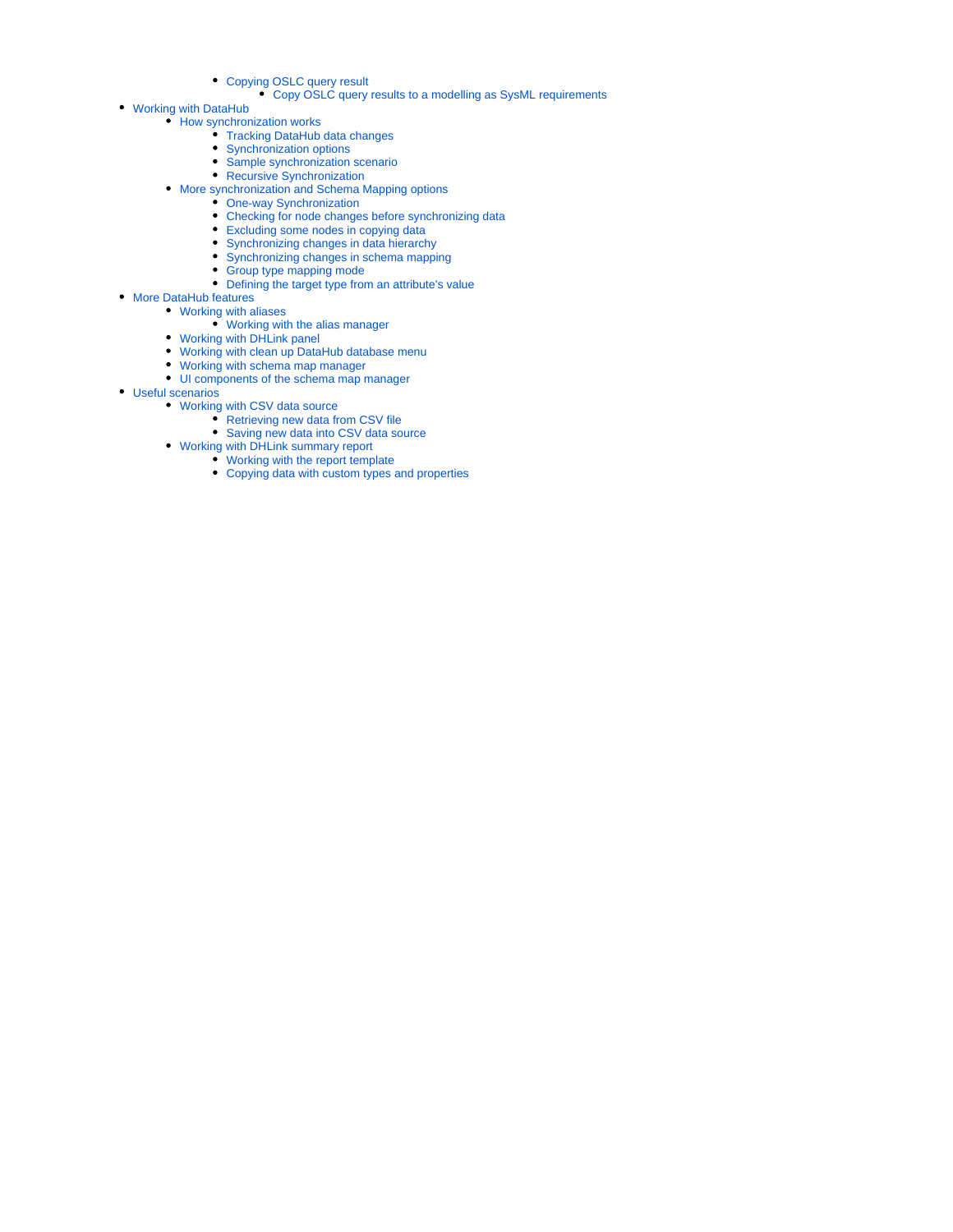- Copying OSLC query result
            - Copy OSLC query results to a modelling as SysML requirements
- Working with DataHub
    - How synchronization works
        - Tracking DataHub data changes
        - Synchronization options
        - Sample synchronization scenario
        - Recursive Synchronization
    - More synchronization and Schema Mapping options
        - One-way Synchronization
        - Checking for node changes before synchronizing data
        - Excluding some nodes in copying data
        - Synchronizing changes in data hierarchy
        - Synchronizing changes in schema mapping
        - Group type mapping mode
        - Defining the target type from an attribute's value
- More DataHub features
    - Working with aliases
        - Working with the alias manager
    - Working with DHLink panel
    - Working with clean up DataHub database menu
    - Working with schema map manager
    - UI components of the schema map manager
- Useful scenarios
    - Working with CSV data source
        - Retrieving new data from CSV file
        - Saving new data into CSV data source
    - Working with DHLink summary report
        - Working with the report template
        - Copying data with custom types and properties